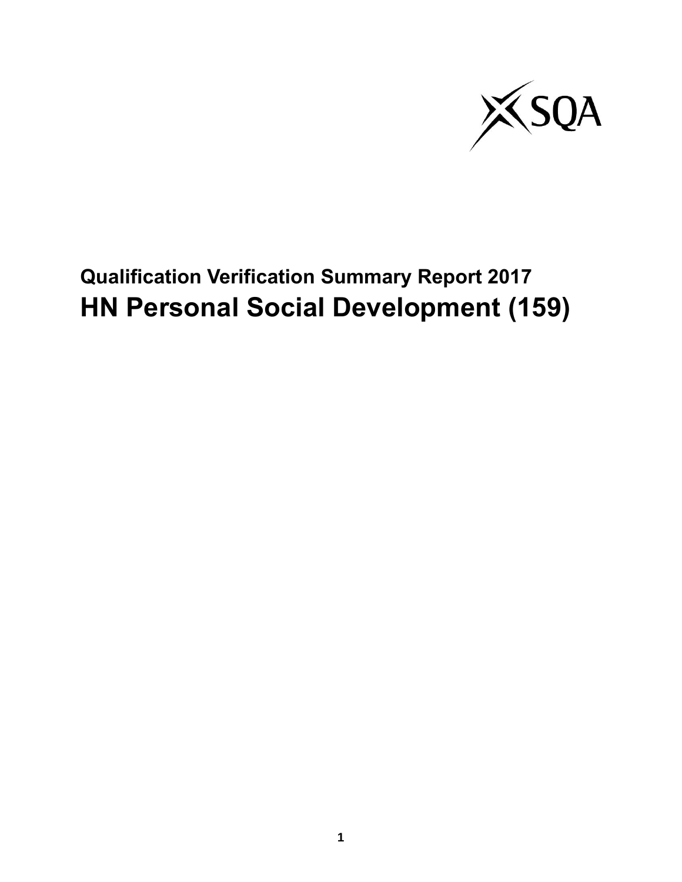**Qualification Verification Summary Report 2017**

# HN Personal Social Development (159)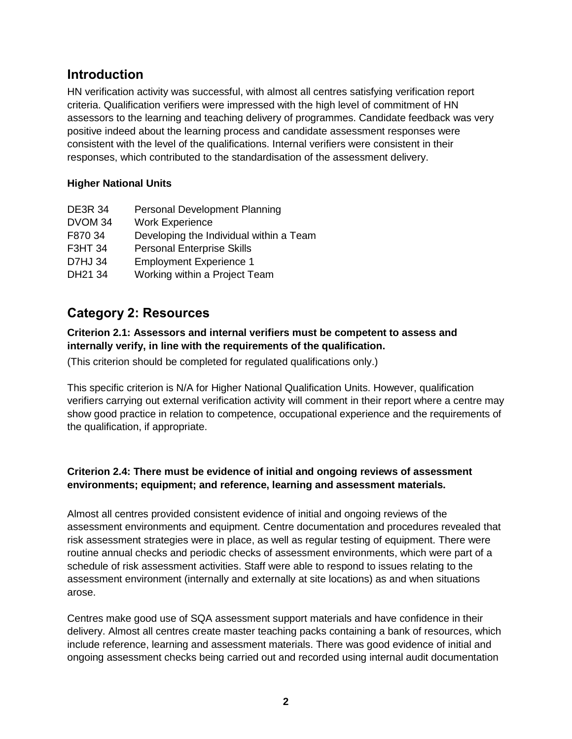## Introduction

HN verification activity was successful, with almost all centres satisfying verification report criteria. Qualification verifiers were impressed with the high level of commitment of HN assessors to the learning and teaching delivery of programmes. Candidate feedback was very positive indeed about the learning process and candidate assessment responses were consistent with the level of the qualifications. Internal verifiers were consistent in their responses, which contributed to the standardisation of the assessment delivery.

**Higher National Units**

| | |
|---|---|
| DE3R 34 | Personal Development Planning |
| DVOM 34 | Work Experience |
| F870 34 | Developing the Individual within a Team |
| F3HT 34 | Personal Enterprise Skills |
| D7HJ 34 | Employment Experience 1 |
| DH21 34 | Working within a Project Team |

## Category 2: Resources

**Criterion 2.1: Assessors and internal verifiers must be competent to assess and internally verify, in line with the requirements of the qualification.**

(This criterion should be completed for regulated qualifications only.)

This specific criterion is N/A for Higher National Qualification Units. However, qualification verifiers carrying out external verification activity will comment in their report where a centre may show good practice in relation to competence, occupational experience and the requirements of the qualification, if appropriate.

**Criterion 2.4: There must be evidence of initial and ongoing reviews of assessment environments; equipment; and reference, learning and assessment materials.**

Almost all centres provided consistent evidence of initial and ongoing reviews of the assessment environments and equipment. Centre documentation and procedures revealed that risk assessment strategies were in place, as well as regular testing of equipment. There were routine annual checks and periodic checks of assessment environments, which were part of a schedule of risk assessment activities. Staff were able to respond to issues relating to the assessment environment (internally and externally at site locations) as and when situations arose.

Centres make good use of SQA assessment support materials and have confidence in their delivery. Almost all centres create master teaching packs containing a bank of resources, which include reference, learning and assessment materials. There was good evidence of initial and ongoing assessment checks being carried out and recorded using internal audit documentation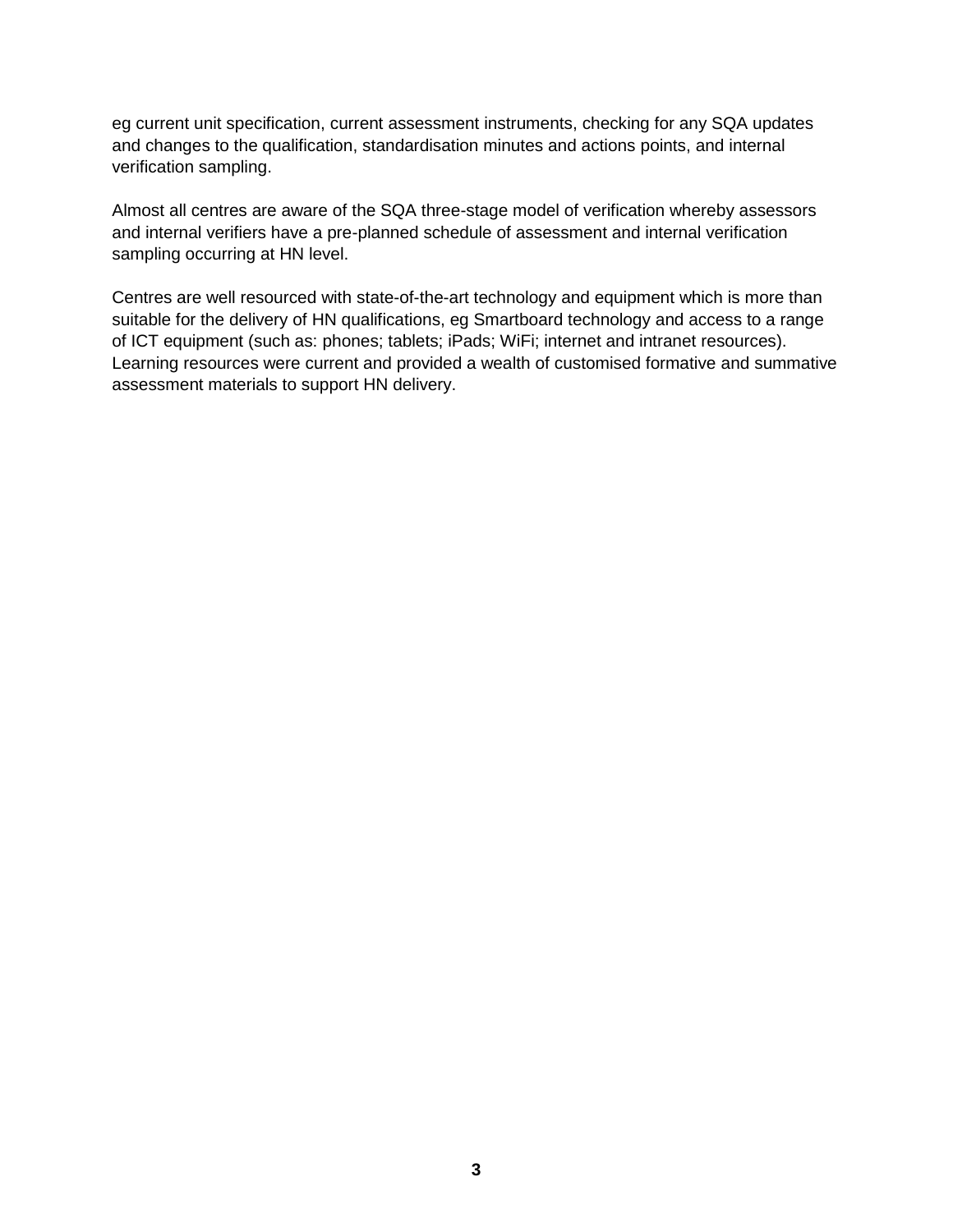eg current unit specification, current assessment instruments, checking for any SQA updates and changes to the qualification, standardisation minutes and actions points, and internal verification sampling.

Almost all centres are aware of the SQA three-stage model of verification whereby assessors and internal verifiers have a pre-planned schedule of assessment and internal verification sampling occurring at HN level.

Centres are well resourced with state-of-the-art technology and equipment which is more than suitable for the delivery of HN qualifications, eg Smartboard technology and access to a range of ICT equipment (such as: phones; tablets; iPads; WiFi; internet and intranet resources). Learning resources were current and provided a wealth of customised formative and summative assessment materials to support HN delivery.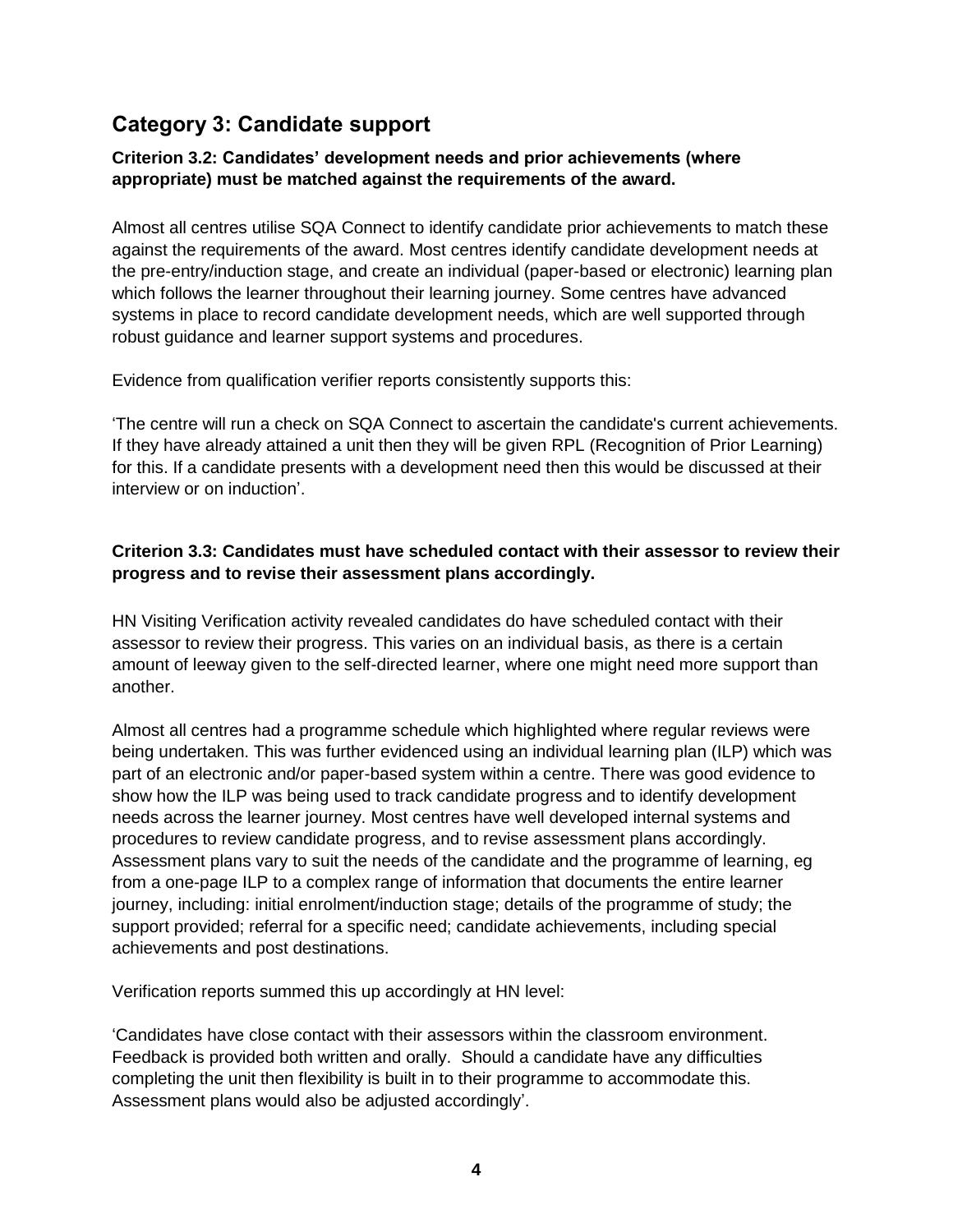## Category 3: Candidate support

**Criterion 3.2: Candidates' development needs and prior achievements (where appropriate) must be matched against the requirements of the award.**

Almost all centres utilise SQA Connect to identify candidate prior achievements to match these against the requirements of the award. Most centres identify candidate development needs at the pre-entry/induction stage, and create an individual (paper-based or electronic) learning plan which follows the learner throughout their learning journey. Some centres have advanced systems in place to record candidate development needs, which are well supported through robust guidance and learner support systems and procedures.

Evidence from qualification verifier reports consistently supports this:

'The centre will run a check on SQA Connect to ascertain the candidate's current achievements. If they have already attained a unit then they will be given RPL (Recognition of Prior Learning) for this. If a candidate presents with a development need then this would be discussed at their interview or on induction'.

**Criterion 3.3: Candidates must have scheduled contact with their assessor to review their progress and to revise their assessment plans accordingly.**

HN Visiting Verification activity revealed candidates do have scheduled contact with their assessor to review their progress. This varies on an individual basis, as there is a certain amount of leeway given to the self-directed learner, where one might need more support than another.

Almost all centres had a programme schedule which highlighted where regular reviews were being undertaken. This was further evidenced using an individual learning plan (ILP) which was part of an electronic and/or paper-based system within a centre. There was good evidence to show how the ILP was being used to track candidate progress and to identify development needs across the learner journey. Most centres have well developed internal systems and procedures to review candidate progress, and to revise assessment plans accordingly. Assessment plans vary to suit the needs of the candidate and the programme of learning, eg from a one-page ILP to a complex range of information that documents the entire learner journey, including: initial enrolment/induction stage; details of the programme of study; the support provided; referral for a specific need; candidate achievements, including special achievements and post destinations.

Verification reports summed this up accordingly at HN level:

'Candidates have close contact with their assessors within the classroom environment. Feedback is provided both written and orally. Should a candidate have any difficulties completing the unit then flexibility is built in to their programme to accommodate this. Assessment plans would also be adjusted accordingly'.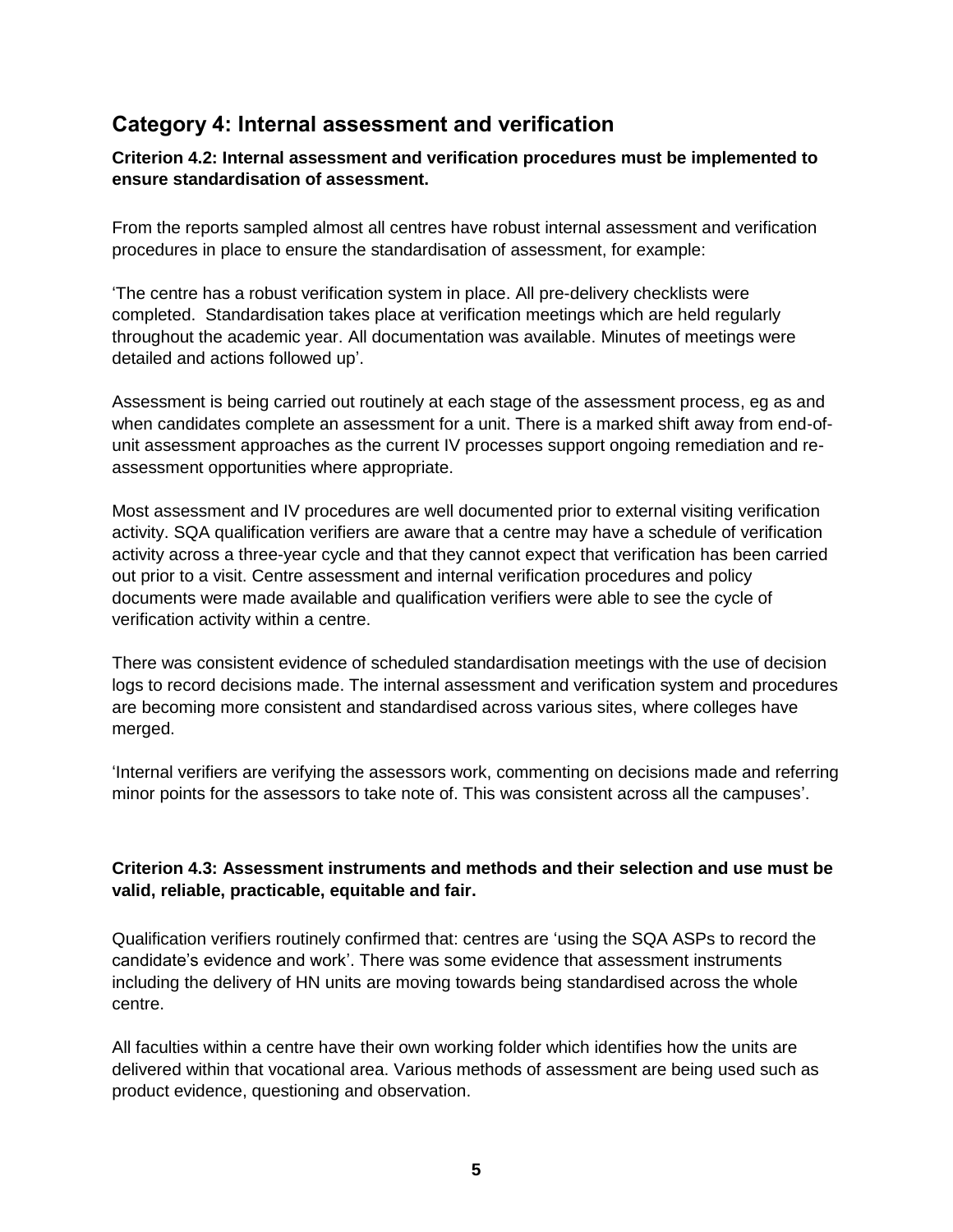## Category 4: Internal assessment and verification

**Criterion 4.2: Internal assessment and verification procedures must be implemented to ensure standardisation of assessment.**

From the reports sampled almost all centres have robust internal assessment and verification procedures in place to ensure the standardisation of assessment, for example:

'The centre has a robust verification system in place. All pre-delivery checklists were completed. Standardisation takes place at verification meetings which are held regularly throughout the academic year. All documentation was available. Minutes of meetings were detailed and actions followed up'.

Assessment is being carried out routinely at each stage of the assessment process, eg as and when candidates complete an assessment for a unit. There is a marked shift away from end-of-unit assessment approaches as the current IV processes support ongoing remediation and re-assessment opportunities where appropriate.

Most assessment and IV procedures are well documented prior to external visiting verification activity. SQA qualification verifiers are aware that a centre may have a schedule of verification activity across a three-year cycle and that they cannot expect that verification has been carried out prior to a visit. Centre assessment and internal verification procedures and policy documents were made available and qualification verifiers were able to see the cycle of verification activity within a centre.

There was consistent evidence of scheduled standardisation meetings with the use of decision logs to record decisions made. The internal assessment and verification system and procedures are becoming more consistent and standardised across various sites, where colleges have merged.

'Internal verifiers are verifying the assessors work, commenting on decisions made and referring minor points for the assessors to take note of. This was consistent across all the campuses'.

**Criterion 4.3: Assessment instruments and methods and their selection and use must be valid, reliable, practicable, equitable and fair.**

Qualification verifiers routinely confirmed that: centres are 'using the SQA ASPs to record the candidate's evidence and work'. There was some evidence that assessment instruments including the delivery of HN units are moving towards being standardised across the whole centre.

All faculties within a centre have their own working folder which identifies how the units are delivered within that vocational area. Various methods of assessment are being used such as product evidence, questioning and observation.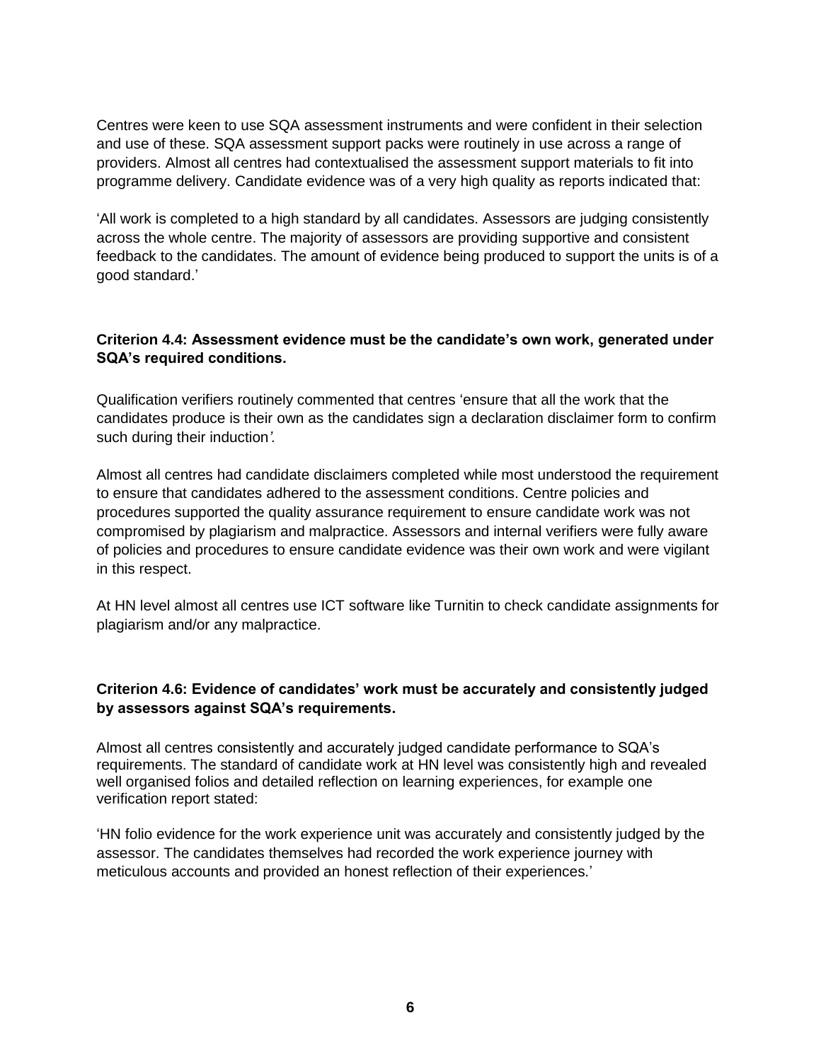Centres were keen to use SQA assessment instruments and were confident in their selection and use of these. SQA assessment support packs were routinely in use across a range of providers. Almost all centres had contextualised the assessment support materials to fit into programme delivery. Candidate evidence was of a very high quality as reports indicated that:

'All work is completed to a high standard by all candidates. Assessors are judging consistently across the whole centre. The majority of assessors are providing supportive and consistent feedback to the candidates. The amount of evidence being produced to support the units is of a good standard.'

**Criterion 4.4: Assessment evidence must be the candidate's own work, generated under SQA's required conditions.**

Qualification verifiers routinely commented that centres 'ensure that all the work that the candidates produce is their own as the candidates sign a declaration disclaimer form to confirm such during their induction*'.*

Almost all centres had candidate disclaimers completed while most understood the requirement to ensure that candidates adhered to the assessment conditions. Centre policies and procedures supported the quality assurance requirement to ensure candidate work was not compromised by plagiarism and malpractice. Assessors and internal verifiers were fully aware of policies and procedures to ensure candidate evidence was their own work and were vigilant in this respect.

At HN level almost all centres use ICT software like Turnitin to check candidate assignments for plagiarism and/or any malpractice.

**Criterion 4.6: Evidence of candidates' work must be accurately and consistently judged by assessors against SQA's requirements.**

Almost all centres consistently and accurately judged candidate performance to SQA's requirements. The standard of candidate work at HN level was consistently high and revealed well organised folios and detailed reflection on learning experiences, for example one verification report stated:

'HN folio evidence for the work experience unit was accurately and consistently judged by the assessor. The candidates themselves had recorded the work experience journey with meticulous accounts and provided an honest reflection of their experiences.'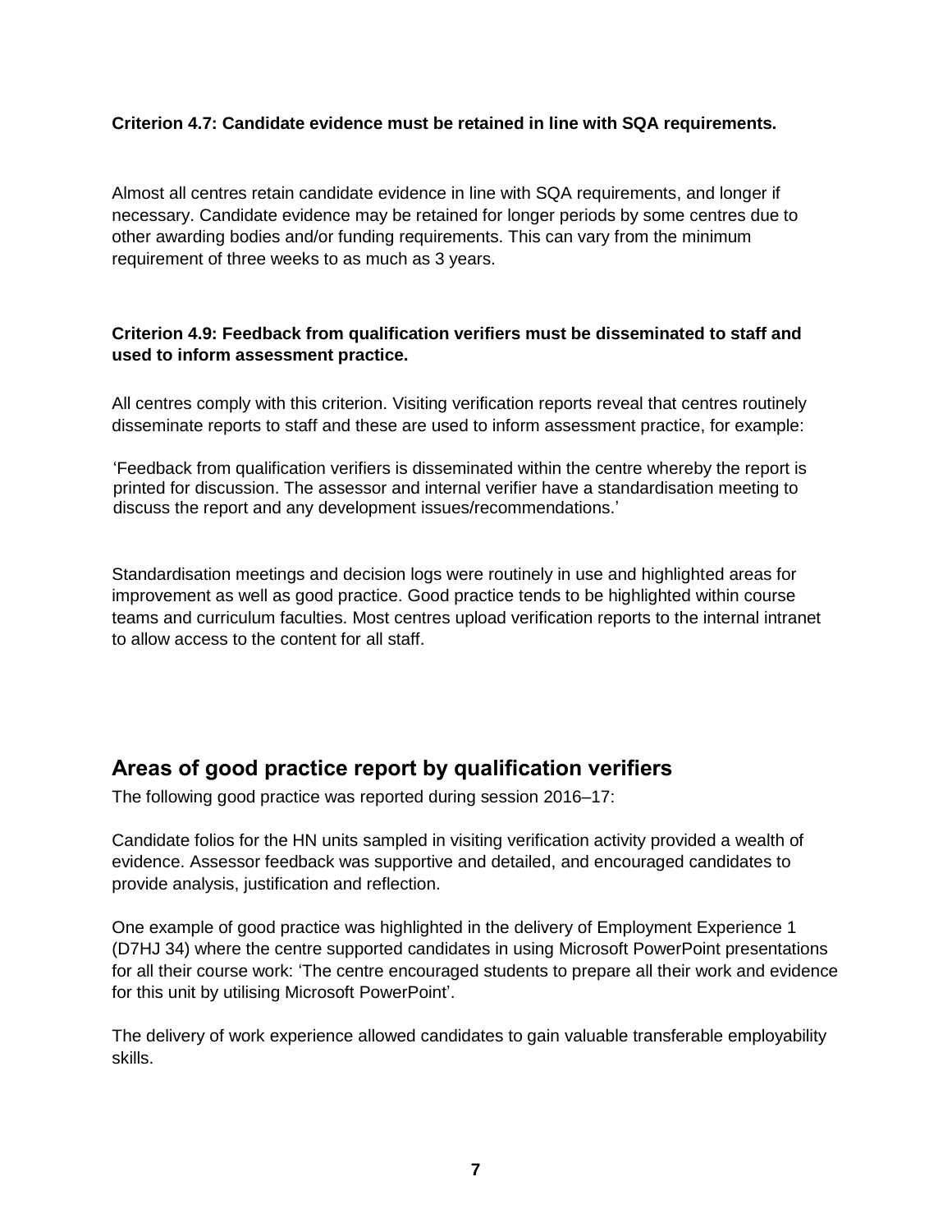**Criterion 4.7: Candidate evidence must be retained in line with SQA requirements.**

Almost all centres retain candidate evidence in line with SQA requirements, and longer if necessary. Candidate evidence may be retained for longer periods by some centres due to other awarding bodies and/or funding requirements. This can vary from the minimum requirement of three weeks to as much as 3 years.

**Criterion 4.9: Feedback from qualification verifiers must be disseminated to staff and used to inform assessment practice.**

All centres comply with this criterion. Visiting verification reports reveal that centres routinely disseminate reports to staff and these are used to inform assessment practice, for example:

> 'Feedback from qualification verifiers is disseminated within the centre whereby the report is printed for discussion. The assessor and internal verifier have a standardisation meeting to discuss the report and any development issues/recommendations.'

Standardisation meetings and decision logs were routinely in use and highlighted areas for improvement as well as good practice. Good practice tends to be highlighted within course teams and curriculum faculties. Most centres upload verification reports to the internal intranet to allow access to the content for all staff.

## Areas of good practice report by qualification verifiers

The following good practice was reported during session 2016–17:

Candidate folios for the HN units sampled in visiting verification activity provided a wealth of evidence. Assessor feedback was supportive and detailed, and encouraged candidates to provide analysis, justification and reflection.

One example of good practice was highlighted in the delivery of Employment Experience 1 (D7HJ 34) where the centre supported candidates in using Microsoft PowerPoint presentations for all their course work: 'The centre encouraged students to prepare all their work and evidence for this unit by utilising Microsoft PowerPoint'.

The delivery of work experience allowed candidates to gain valuable transferable employability skills.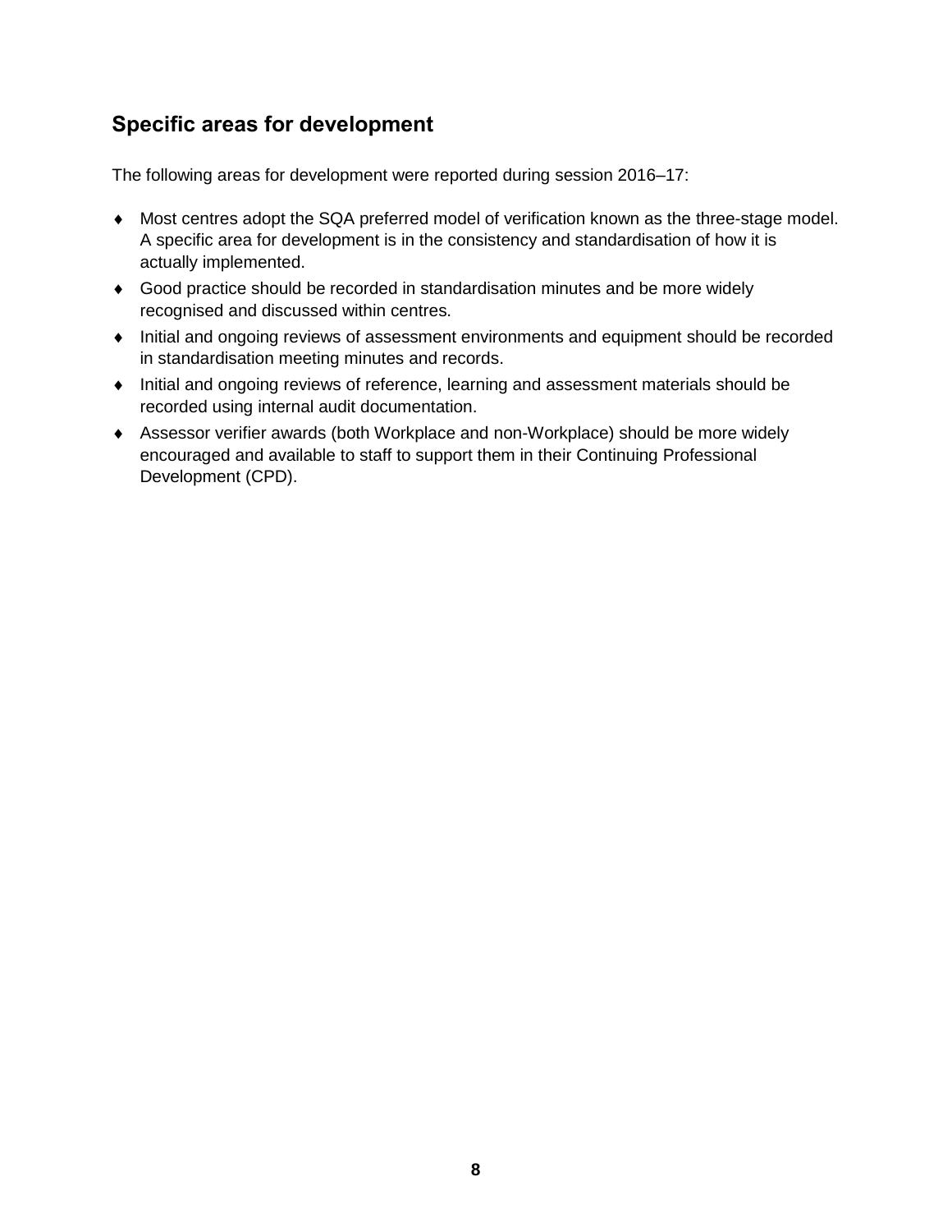## Specific areas for development

The following areas for development were reported during session 2016–17:

- Most centres adopt the SQA preferred model of verification known as the three-stage model. A specific area for development is in the consistency and standardisation of how it is actually implemented.
- Good practice should be recorded in standardisation minutes and be more widely recognised and discussed within centres.
- Initial and ongoing reviews of assessment environments and equipment should be recorded in standardisation meeting minutes and records.
- Initial and ongoing reviews of reference, learning and assessment materials should be recorded using internal audit documentation.
- Assessor verifier awards (both Workplace and non-Workplace) should be more widely encouraged and available to staff to support them in their Continuing Professional Development (CPD).